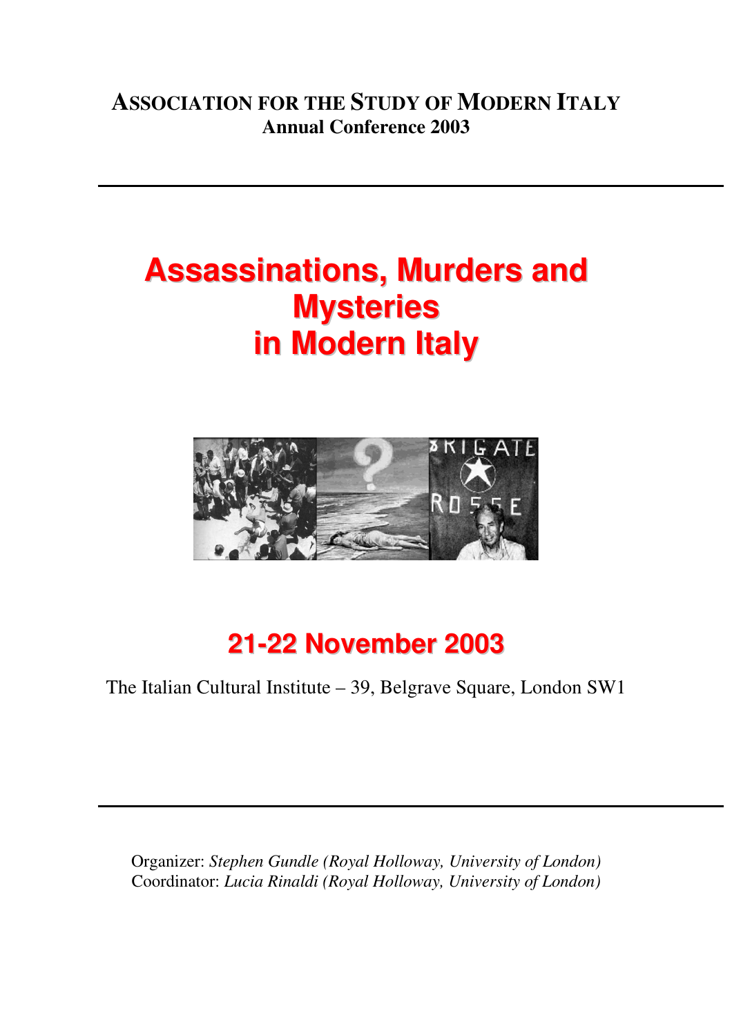**ASSOCIATION FOR THE STUDY OF MODERN ITALY**
**Annual Conference 2003**

---

# Assassinations, Murders and Mysteries in Modern Italy

## 21-22 November 2003

The Italian Cultural Institute – 39, Belgrave Square, London SW1

---

Organizer: *Stephen Gundle (Royal Holloway, University of London)*
Coordinator: *Lucia Rinaldi (Royal Holloway, University of London)*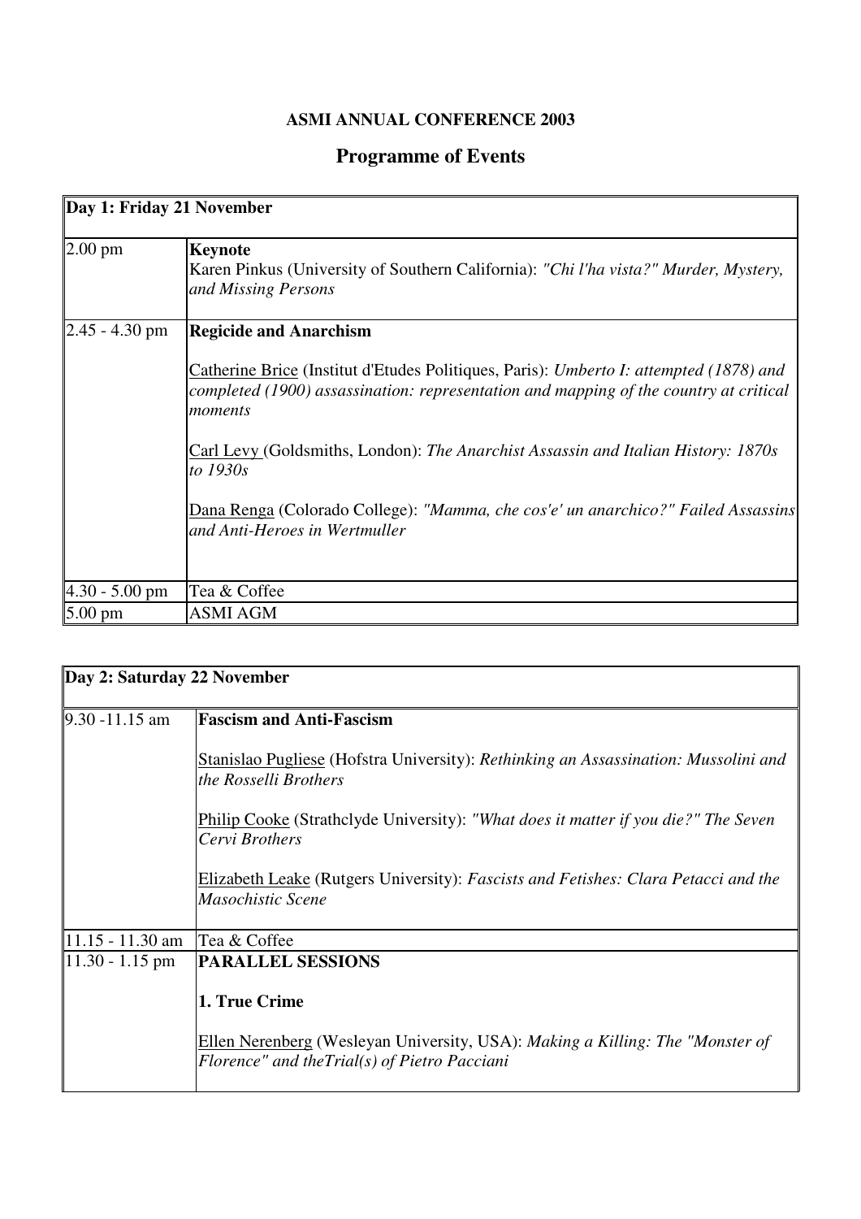**ASMI ANNUAL CONFERENCE 2003**

## Programme of Events

| Day 1: Friday 21 November | |
|---|---|
| 2.00 pm | **Keynote**<br>Karen Pinkus (University of Southern California): *"Chi l'ha vista?" Murder, Mystery, and Missing Persons* |
| 2.45 - 4.30 pm | **Regicide and Anarchism**<br><br>Catherine Brice (Institut d'Etudes Politiques, Paris): *Umberto I: attempted (1878) and completed (1900) assassination: representation and mapping of the country at critical moments*<br><br>Carl Levy (Goldsmiths, London): *The Anarchist Assassin and Italian History: 1870s to 1930s*<br><br>Dana Renga (Colorado College): *"Mamma, che cos'e' un anarchico?" Failed Assassins and Anti-Heroes in Wertmuller* |
| 4.30 - 5.00 pm | Tea & Coffee |
| 5.00 pm | ASMI AGM |

| Day 2: Saturday 22 November | |
|---|---|
| 9.30 -11.15 am | **Fascism and Anti-Fascism**<br><br>Stanislao Pugliese (Hofstra University): *Rethinking an Assassination: Mussolini and the Rosselli Brothers*<br><br>Philip Cooke (Strathclyde University): *"What does it matter if you die?" The Seven Cervi Brothers*<br><br>Elizabeth Leake (Rutgers University): *Fascists and Fetishes: Clara Petacci and the Masochistic Scene* |
| 11.15 - 11.30 am | Tea & Coffee |
| 11.30 - 1.15 pm | **PARALLEL SESSIONS**<br><br>**1. True Crime**<br><br>Ellen Nerenberg (Wesleyan University, USA): *Making a Killing: The "Monster of Florence" and theTrial(s) of Pietro Pacciani* |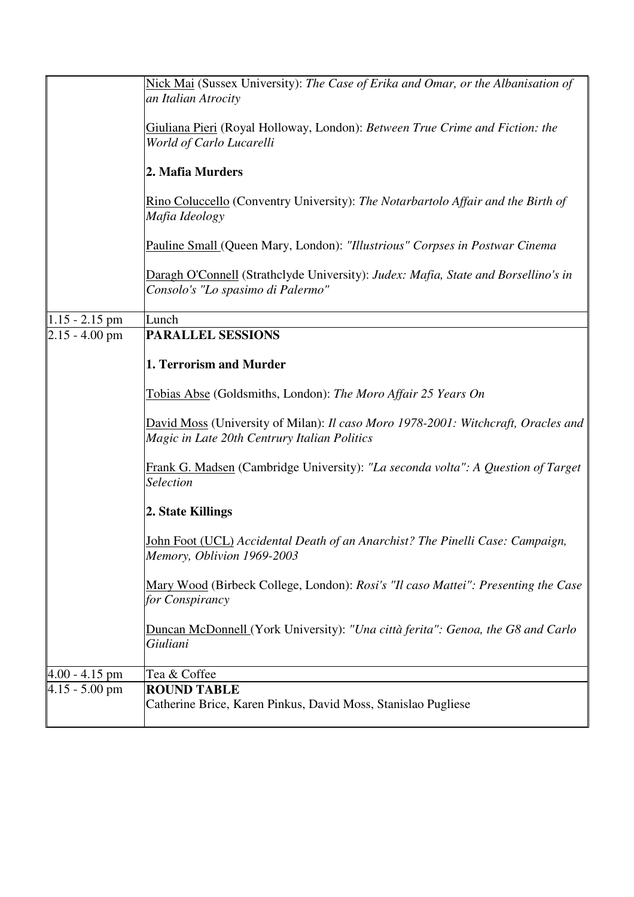| | |
|---|---|
| | Nick Mai (Sussex University): *The Case of Erika and Omar, or the Albanisation of an Italian Atrocity*<br><br>Giuliana Pieri (Royal Holloway, London): *Between True Crime and Fiction: the World of Carlo Lucarelli*<br><br>**2. Mafia Murders**<br><br>Rino Coluccello (Conventry University): *The Notarbartolo Affair and the Birth of Mafia Ideology*<br><br>Pauline Small (Queen Mary, London): *"Illustrious" Corpses in Postwar Cinema*<br><br>Daragh O'Connell (Strathclyde University): *Judex: Mafia, State and Borsellino's in Consolo's "Lo spasimo di Palermo"* |
| 1.15 - 2.15 pm | Lunch |
| 2.15 - 4.00 pm | **PARALLEL SESSIONS**<br><br>**1. Terrorism and Murder**<br><br>Tobias Abse (Goldsmiths, London): *The Moro Affair 25 Years On*<br><br>David Moss (University of Milan): *Il caso Moro 1978-2001: Witchcraft, Oracles and Magic in Late 20th Centrury Italian Politics*<br><br>Frank G. Madsen (Cambridge University): *"La seconda volta": A Question of Target Selection*<br><br>**2. State Killings**<br><br>John Foot (UCL) *Accidental Death of an Anarchist? The Pinelli Case: Campaign, Memory, Oblivion 1969-2003*<br><br>Mary Wood (Birbeck College, London): *Rosi's "Il caso Mattei": Presenting the Case for Conspirancy*<br><br>Duncan McDonnell (York University): *"Una città ferita": Genoa, the G8 and Carlo Giuliani* |
| 4.00 - 4.15 pm | Tea & Coffee |
| 4.15 - 5.00 pm | **ROUND TABLE**<br>Catherine Brice, Karen Pinkus, David Moss, Stanislao Pugliese |